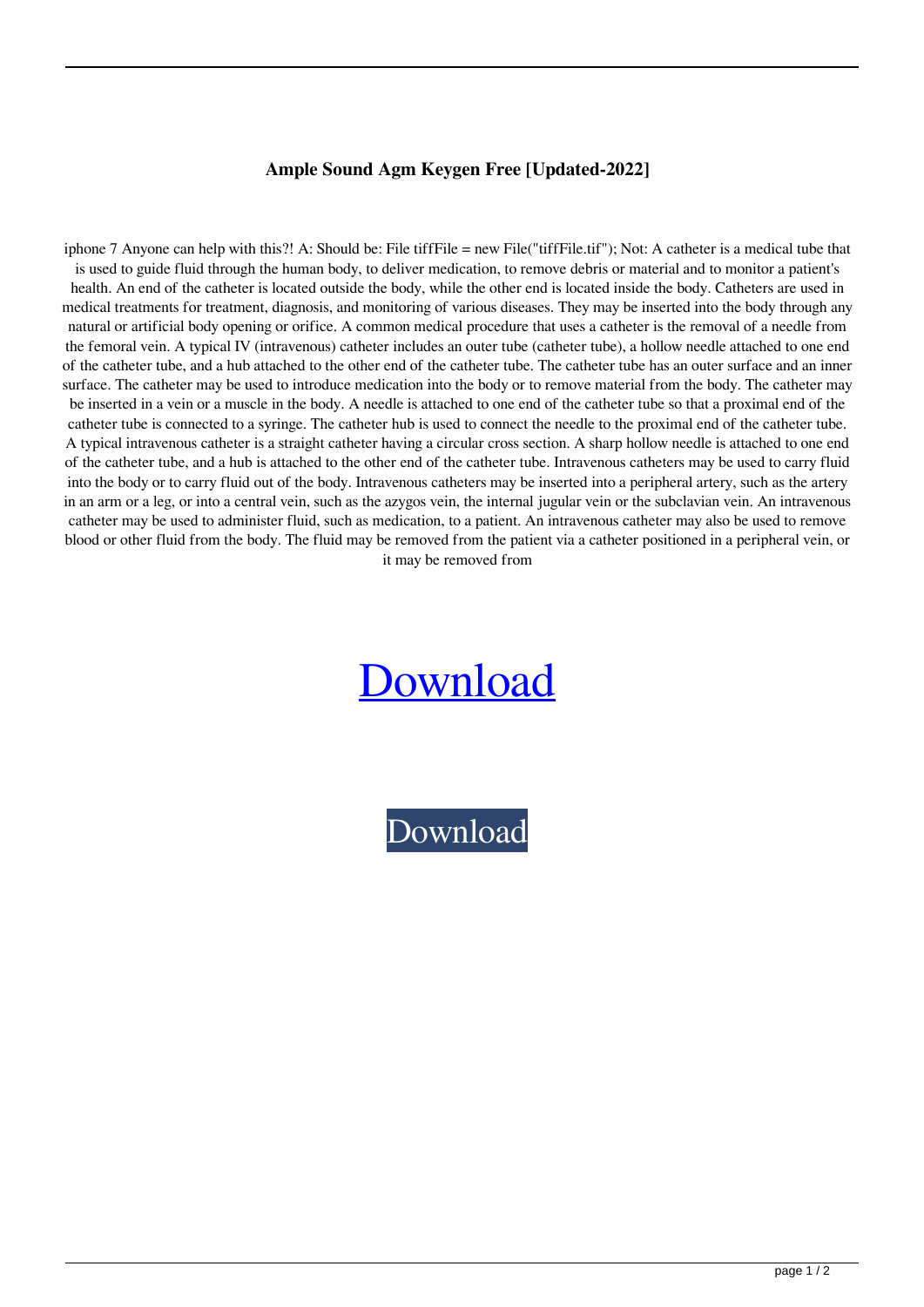**Ample Sound Agm Keygen Free [Updated-2022]**

iphone 7 Anyone can help with this?! A: Should be: File tiffFile = new File("tiffFile.tif"); Not: A catheter is a medical tube that is used to guide fluid through the human body, to deliver medication, to remove debris or material and to monitor a patient's health. An end of the catheter is located outside the body, while the other end is located inside the body. Catheters are used in medical treatments for treatment, diagnosis, and monitoring of various diseases. They may be inserted into the body through any natural or artificial body opening or orifice. A common medical procedure that uses a catheter is the removal of a needle from the femoral vein. A typical IV (intravenous) catheter includes an outer tube (catheter tube), a hollow needle attached to one end of the catheter tube, and a hub attached to the other end of the catheter tube. The catheter tube has an outer surface and an inner surface. The catheter may be used to introduce medication into the body or to remove material from the body. The catheter may be inserted in a vein or a muscle in the body. A needle is attached to one end of the catheter tube so that a proximal end of the catheter tube is connected to a syringe. The catheter hub is used to connect the needle to the proximal end of the catheter tube. A typical intravenous catheter is a straight catheter having a circular cross section. A sharp hollow needle is attached to one end of the catheter tube, and a hub is attached to the other end of the catheter tube. Intravenous catheters may be used to carry fluid into the body or to carry fluid out of the body. Intravenous catheters may be inserted into a peripheral artery, such as the artery in an arm or a leg, or into a central vein, such as the azygos vein, the internal jugular vein or the subclavian vein. An intravenous catheter may be used to administer fluid, such as medication, to a patient. An intravenous catheter may also be used to remove blood or other fluid from the body. The fluid may be removed from the patient via a catheter positioned in a peripheral vein, or it may be removed from

Download

Download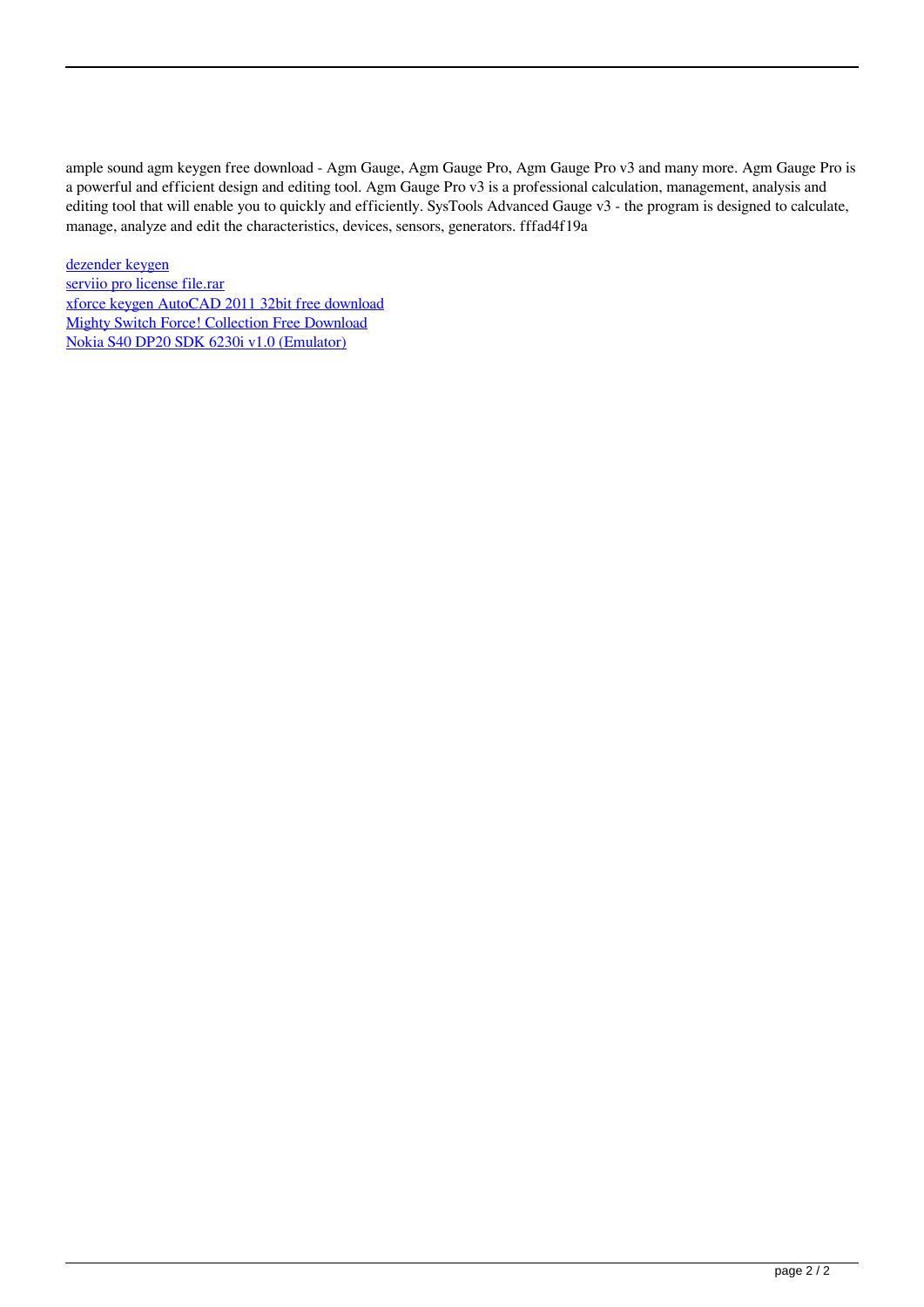ample sound agm keygen free download - Agm Gauge, Agm Gauge Pro, Agm Gauge Pro v3 and many more. Agm Gauge Pro is a powerful and efficient design and editing tool. Agm Gauge Pro v3 is a professional calculation, management, analysis and editing tool that will enable you to quickly and efficiently. SysTools Advanced Gauge v3 - the program is designed to calculate, manage, analyze and edit the characteristics, devices, sensors, generators. fffad4f19a

dezender keygen
serviio pro license file.rar
xforce keygen AutoCAD 2011 32bit free download
Mighty Switch Force! Collection Free Download
Nokia S40 DP20 SDK 6230i v1.0 (Emulator)